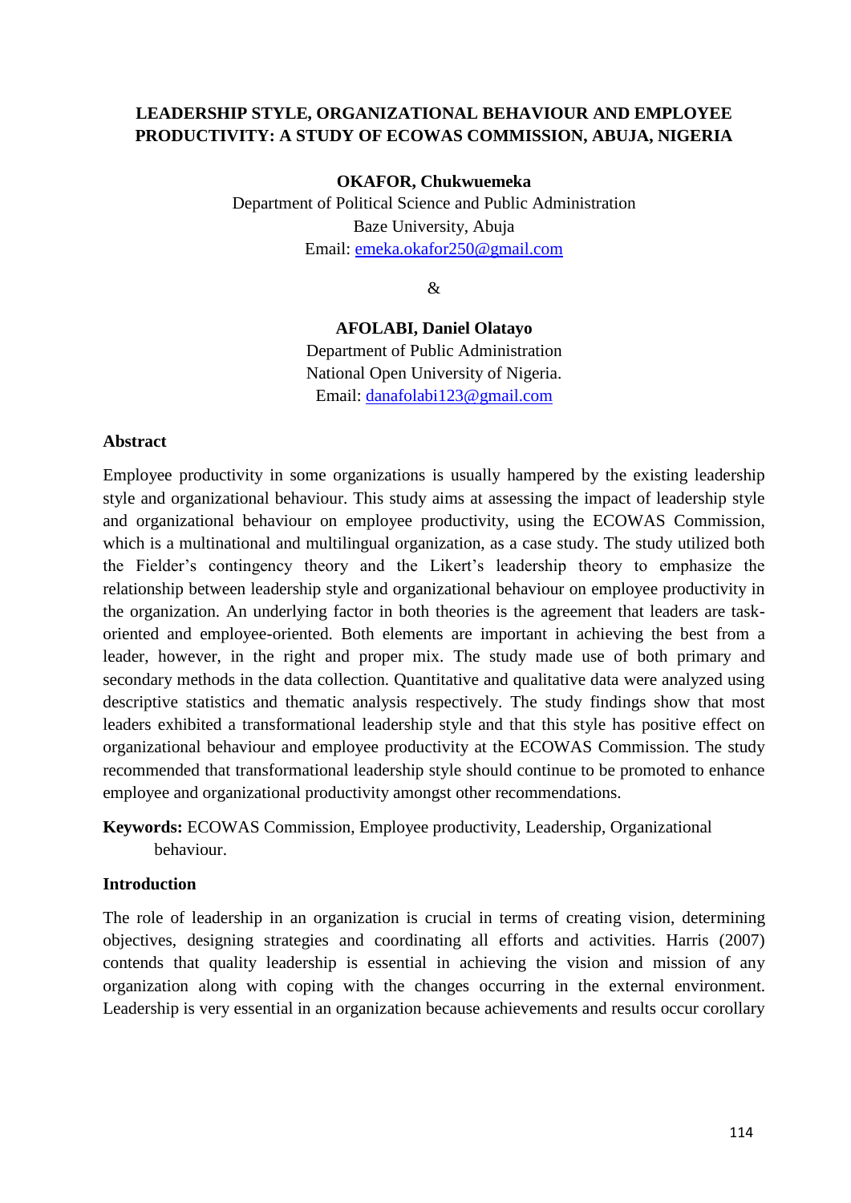# LEADERSHIP STYLE, ORGANIZATIONAL BEHAVIOUR AND EMPLOYEE PRODUCTIVITY: A STUDY OF ECOWAS COMMISSION, ABUJA, NIGERIA

**OKAFOR, Chukwuemeka**
Department of Political Science and Public Administration
Baze University, Abuja
Email: emeka.okafor250@gmail.com

&

**AFOLABI, Daniel Olatayo**
Department of Public Administration
National Open University of Nigeria.
Email: danafolabi123@gmail.com

## Abstract

Employee productivity in some organizations is usually hampered by the existing leadership style and organizational behaviour. This study aims at assessing the impact of leadership style and organizational behaviour on employee productivity, using the ECOWAS Commission, which is a multinational and multilingual organization, as a case study. The study utilized both the Fielder's contingency theory and the Likert's leadership theory to emphasize the relationship between leadership style and organizational behaviour on employee productivity in the organization. An underlying factor in both theories is the agreement that leaders are task-oriented and employee-oriented. Both elements are important in achieving the best from a leader, however, in the right and proper mix. The study made use of both primary and secondary methods in the data collection. Quantitative and qualitative data were analyzed using descriptive statistics and thematic analysis respectively. The study findings show that most leaders exhibited a transformational leadership style and that this style has positive effect on organizational behaviour and employee productivity at the ECOWAS Commission. The study recommended that transformational leadership style should continue to be promoted to enhance employee and organizational productivity amongst other recommendations.

**Keywords:** ECOWAS Commission, Employee productivity, Leadership, Organizational behaviour.

## Introduction

The role of leadership in an organization is crucial in terms of creating vision, determining objectives, designing strategies and coordinating all efforts and activities. Harris (2007) contends that quality leadership is essential in achieving the vision and mission of any organization along with coping with the changes occurring in the external environment. Leadership is very essential in an organization because achievements and results occur corollary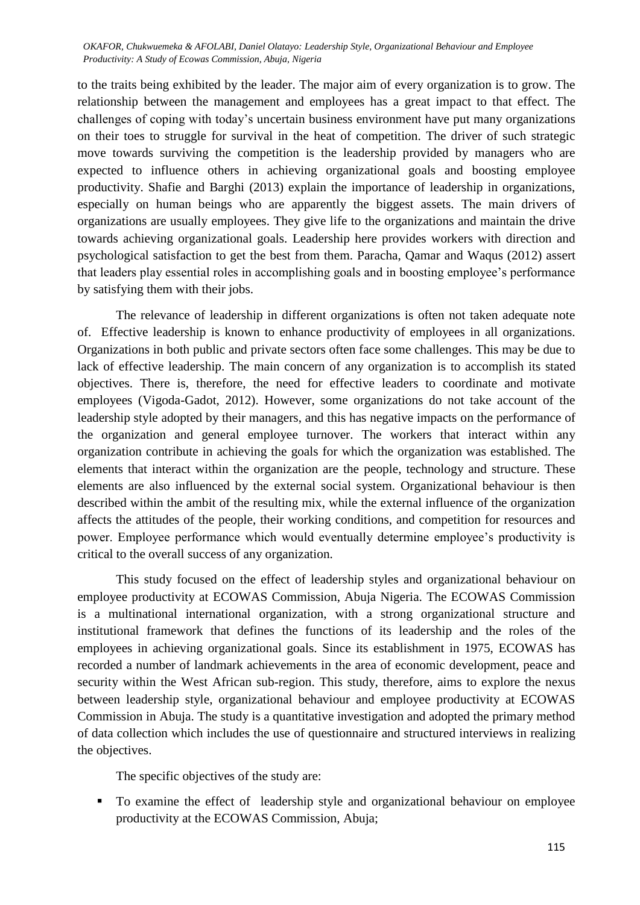to the traits being exhibited by the leader. The major aim of every organization is to grow. The relationship between the management and employees has a great impact to that effect. The challenges of coping with today's uncertain business environment have put many organizations on their toes to struggle for survival in the heat of competition. The driver of such strategic move towards surviving the competition is the leadership provided by managers who are expected to influence others in achieving organizational goals and boosting employee productivity. Shafie and Barghi (2013) explain the importance of leadership in organizations, especially on human beings who are apparently the biggest assets. The main drivers of organizations are usually employees. They give life to the organizations and maintain the drive towards achieving organizational goals. Leadership here provides workers with direction and psychological satisfaction to get the best from them. Paracha, Qamar and Waqus (2012) assert that leaders play essential roles in accomplishing goals and in boosting employee's performance by satisfying them with their jobs.

The relevance of leadership in different organizations is often not taken adequate note of. Effective leadership is known to enhance productivity of employees in all organizations. Organizations in both public and private sectors often face some challenges. This may be due to lack of effective leadership. The main concern of any organization is to accomplish its stated objectives. There is, therefore, the need for effective leaders to coordinate and motivate employees (Vigoda-Gadot, 2012). However, some organizations do not take account of the leadership style adopted by their managers, and this has negative impacts on the performance of the organization and general employee turnover. The workers that interact within any organization contribute in achieving the goals for which the organization was established. The elements that interact within the organization are the people, technology and structure. These elements are also influenced by the external social system. Organizational behaviour is then described within the ambit of the resulting mix, while the external influence of the organization affects the attitudes of the people, their working conditions, and competition for resources and power. Employee performance which would eventually determine employee's productivity is critical to the overall success of any organization.

This study focused on the effect of leadership styles and organizational behaviour on employee productivity at ECOWAS Commission, Abuja Nigeria. The ECOWAS Commission is a multinational international organization, with a strong organizational structure and institutional framework that defines the functions of its leadership and the roles of the employees in achieving organizational goals. Since its establishment in 1975, ECOWAS has recorded a number of landmark achievements in the area of economic development, peace and security within the West African sub-region. This study, therefore, aims to explore the nexus between leadership style, organizational behaviour and employee productivity at ECOWAS Commission in Abuja. The study is a quantitative investigation and adopted the primary method of data collection which includes the use of questionnaire and structured interviews in realizing the objectives.

The specific objectives of the study are:

- To examine the effect of leadership style and organizational behaviour on employee productivity at the ECOWAS Commission, Abuja;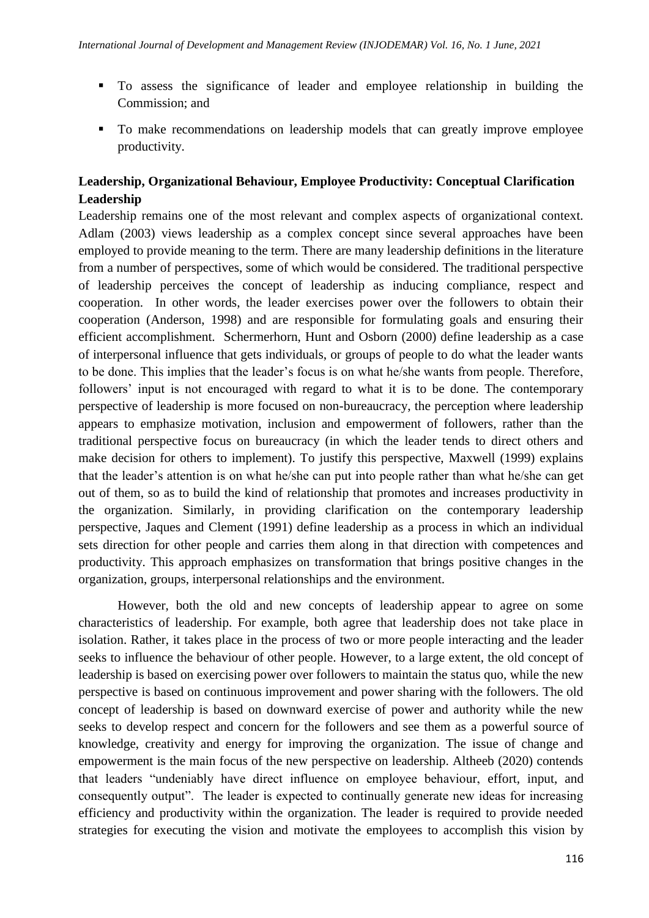- To assess the significance of leader and employee relationship in building the Commission; and
- To make recommendations on leadership models that can greatly improve employee productivity.

## Leadership, Organizational Behaviour, Employee Productivity: Conceptual Clarification

### Leadership

Leadership remains one of the most relevant and complex aspects of organizational context. Adlam (2003) views leadership as a complex concept since several approaches have been employed to provide meaning to the term. There are many leadership definitions in the literature from a number of perspectives, some of which would be considered. The traditional perspective of leadership perceives the concept of leadership as inducing compliance, respect and cooperation. In other words, the leader exercises power over the followers to obtain their cooperation (Anderson, 1998) and are responsible for formulating goals and ensuring their efficient accomplishment. Schermerhorn, Hunt and Osborn (2000) define leadership as a case of interpersonal influence that gets individuals, or groups of people to do what the leader wants to be done. This implies that the leader's focus is on what he/she wants from people. Therefore, followers' input is not encouraged with regard to what it is to be done. The contemporary perspective of leadership is more focused on non-bureaucracy, the perception where leadership appears to emphasize motivation, inclusion and empowerment of followers, rather than the traditional perspective focus on bureaucracy (in which the leader tends to direct others and make decision for others to implement). To justify this perspective, Maxwell (1999) explains that the leader's attention is on what he/she can put into people rather than what he/she can get out of them, so as to build the kind of relationship that promotes and increases productivity in the organization. Similarly, in providing clarification on the contemporary leadership perspective, Jaques and Clement (1991) define leadership as a process in which an individual sets direction for other people and carries them along in that direction with competences and productivity. This approach emphasizes on transformation that brings positive changes in the organization, groups, interpersonal relationships and the environment.

However, both the old and new concepts of leadership appear to agree on some characteristics of leadership. For example, both agree that leadership does not take place in isolation. Rather, it takes place in the process of two or more people interacting and the leader seeks to influence the behaviour of other people. However, to a large extent, the old concept of leadership is based on exercising power over followers to maintain the status quo, while the new perspective is based on continuous improvement and power sharing with the followers. The old concept of leadership is based on downward exercise of power and authority while the new seeks to develop respect and concern for the followers and see them as a powerful source of knowledge, creativity and energy for improving the organization. The issue of change and empowerment is the main focus of the new perspective on leadership. Altheeb (2020) contends that leaders "undeniably have direct influence on employee behaviour, effort, input, and consequently output". The leader is expected to continually generate new ideas for increasing efficiency and productivity within the organization. The leader is required to provide needed strategies for executing the vision and motivate the employees to accomplish this vision by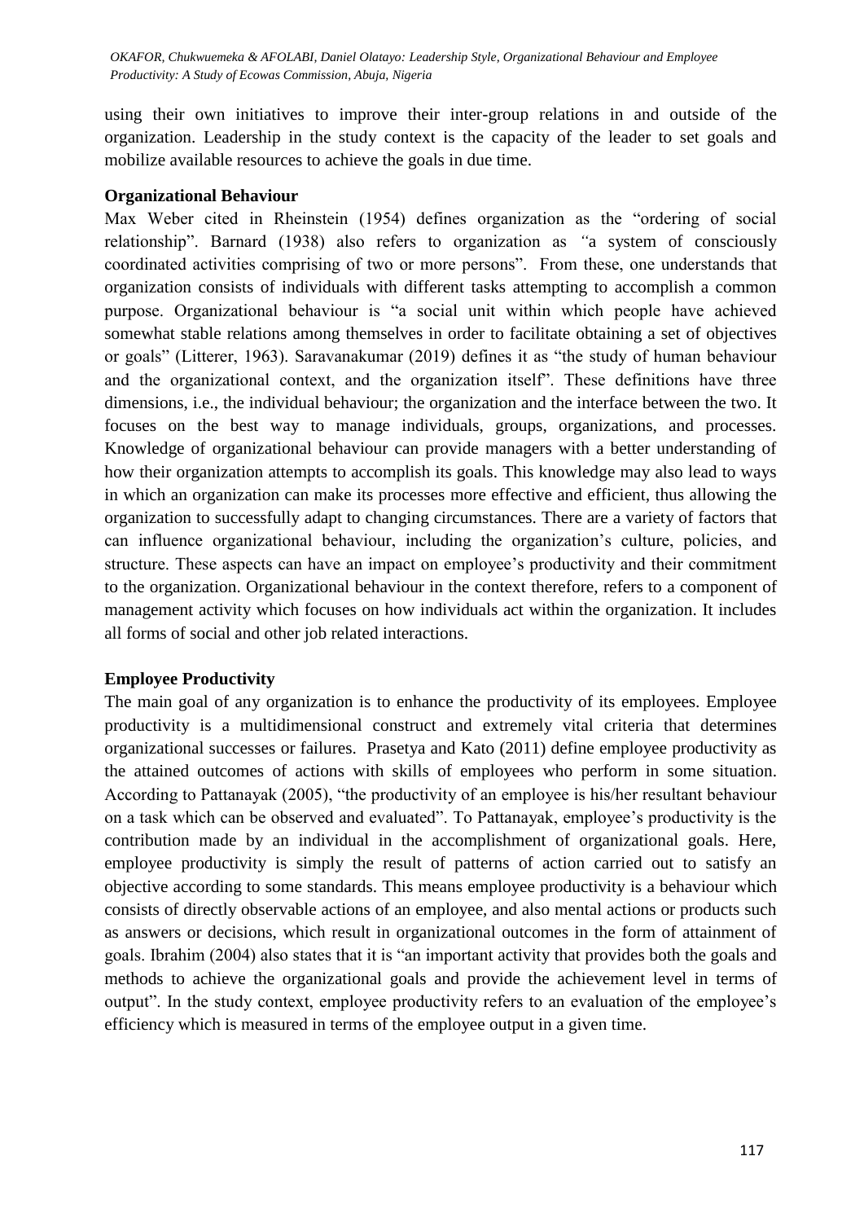using their own initiatives to improve their inter-group relations in and outside of the organization. Leadership in the study context is the capacity of the leader to set goals and mobilize available resources to achieve the goals in due time.

**Organizational Behaviour**

Max Weber cited in Rheinstein (1954) defines organization as the "ordering of social relationship". Barnard (1938) also refers to organization as "a system of consciously coordinated activities comprising of two or more persons". From these, one understands that organization consists of individuals with different tasks attempting to accomplish a common purpose. Organizational behaviour is "a social unit within which people have achieved somewhat stable relations among themselves in order to facilitate obtaining a set of objectives or goals" (Litterer, 1963). Saravanakumar (2019) defines it as "the study of human behaviour and the organizational context, and the organization itself". These definitions have three dimensions, i.e., the individual behaviour; the organization and the interface between the two. It focuses on the best way to manage individuals, groups, organizations, and processes. Knowledge of organizational behaviour can provide managers with a better understanding of how their organization attempts to accomplish its goals. This knowledge may also lead to ways in which an organization can make its processes more effective and efficient, thus allowing the organization to successfully adapt to changing circumstances. There are a variety of factors that can influence organizational behaviour, including the organization's culture, policies, and structure. These aspects can have an impact on employee's productivity and their commitment to the organization. Organizational behaviour in the context therefore, refers to a component of management activity which focuses on how individuals act within the organization. It includes all forms of social and other job related interactions.

**Employee Productivity**

The main goal of any organization is to enhance the productivity of its employees. Employee productivity is a multidimensional construct and extremely vital criteria that determines organizational successes or failures. Prasetya and Kato (2011) define employee productivity as the attained outcomes of actions with skills of employees who perform in some situation. According to Pattanayak (2005), "the productivity of an employee is his/her resultant behaviour on a task which can be observed and evaluated". To Pattanayak, employee's productivity is the contribution made by an individual in the accomplishment of organizational goals. Here, employee productivity is simply the result of patterns of action carried out to satisfy an objective according to some standards. This means employee productivity is a behaviour which consists of directly observable actions of an employee, and also mental actions or products such as answers or decisions, which result in organizational outcomes in the form of attainment of goals. Ibrahim (2004) also states that it is "an important activity that provides both the goals and methods to achieve the organizational goals and provide the achievement level in terms of output". In the study context, employee productivity refers to an evaluation of the employee's efficiency which is measured in terms of the employee output in a given time.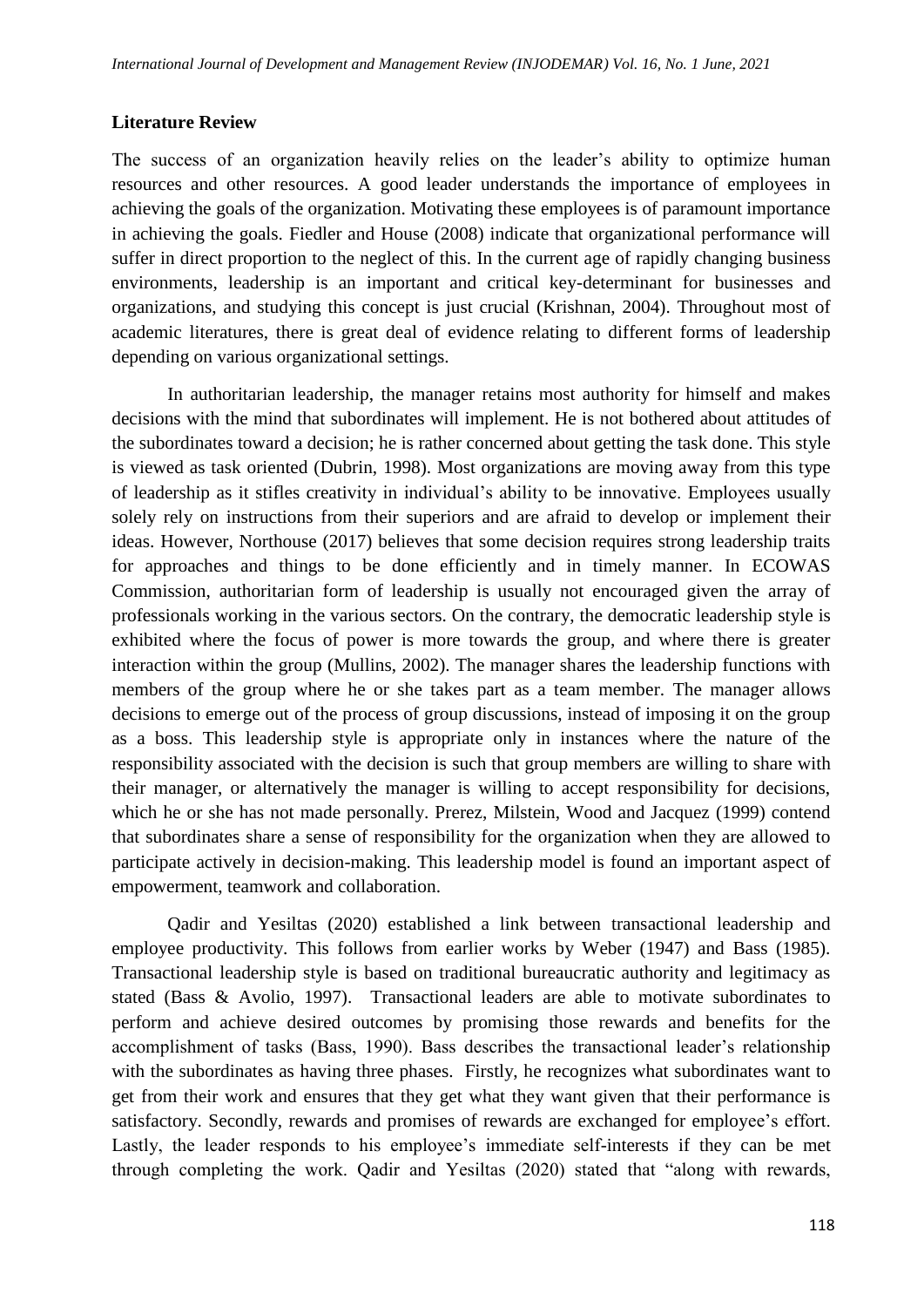## Literature Review

The success of an organization heavily relies on the leader's ability to optimize human resources and other resources. A good leader understands the importance of employees in achieving the goals of the organization. Motivating these employees is of paramount importance in achieving the goals. Fiedler and House (2008) indicate that organizational performance will suffer in direct proportion to the neglect of this. In the current age of rapidly changing business environments, leadership is an important and critical key-determinant for businesses and organizations, and studying this concept is just crucial (Krishnan, 2004). Throughout most of academic literatures, there is great deal of evidence relating to different forms of leadership depending on various organizational settings.

In authoritarian leadership, the manager retains most authority for himself and makes decisions with the mind that subordinates will implement. He is not bothered about attitudes of the subordinates toward a decision; he is rather concerned about getting the task done. This style is viewed as task oriented (Dubrin, 1998). Most organizations are moving away from this type of leadership as it stifles creativity in individual's ability to be innovative. Employees usually solely rely on instructions from their superiors and are afraid to develop or implement their ideas. However, Northouse (2017) believes that some decision requires strong leadership traits for approaches and things to be done efficiently and in timely manner. In ECOWAS Commission, authoritarian form of leadership is usually not encouraged given the array of professionals working in the various sectors. On the contrary, the democratic leadership style is exhibited where the focus of power is more towards the group, and where there is greater interaction within the group (Mullins, 2002). The manager shares the leadership functions with members of the group where he or she takes part as a team member. The manager allows decisions to emerge out of the process of group discussions, instead of imposing it on the group as a boss. This leadership style is appropriate only in instances where the nature of the responsibility associated with the decision is such that group members are willing to share with their manager, or alternatively the manager is willing to accept responsibility for decisions, which he or she has not made personally. Prerez, Milstein, Wood and Jacquez (1999) contend that subordinates share a sense of responsibility for the organization when they are allowed to participate actively in decision-making. This leadership model is found an important aspect of empowerment, teamwork and collaboration.

Qadir and Yesiltas (2020) established a link between transactional leadership and employee productivity. This follows from earlier works by Weber (1947) and Bass (1985). Transactional leadership style is based on traditional bureaucratic authority and legitimacy as stated (Bass & Avolio, 1997). Transactional leaders are able to motivate subordinates to perform and achieve desired outcomes by promising those rewards and benefits for the accomplishment of tasks (Bass, 1990). Bass describes the transactional leader's relationship with the subordinates as having three phases. Firstly, he recognizes what subordinates want to get from their work and ensures that they get what they want given that their performance is satisfactory. Secondly, rewards and promises of rewards are exchanged for employee's effort. Lastly, the leader responds to his employee's immediate self-interests if they can be met through completing the work. Qadir and Yesiltas (2020) stated that "along with rewards,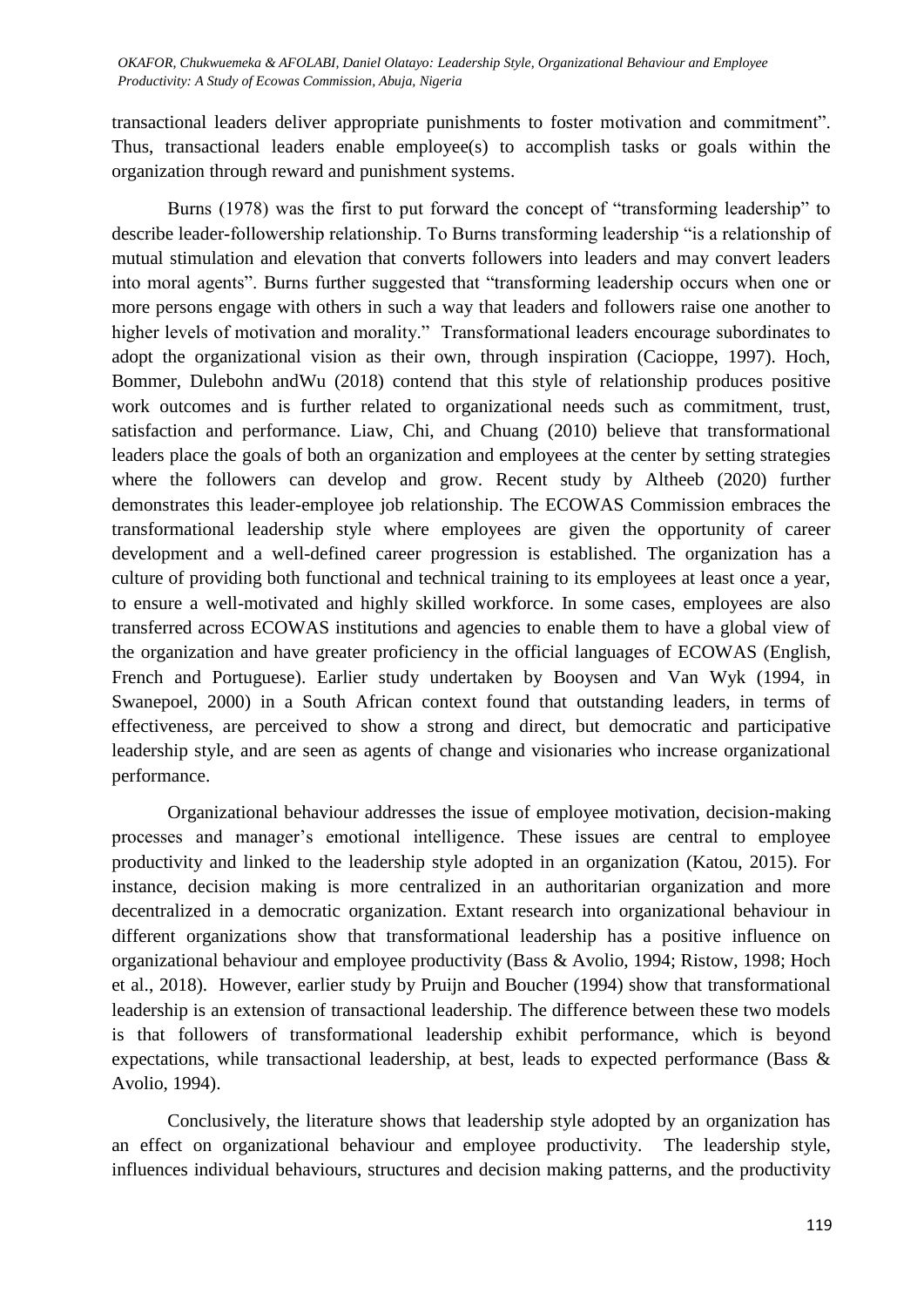transactional leaders deliver appropriate punishments to foster motivation and commitment". Thus, transactional leaders enable employee(s) to accomplish tasks or goals within the organization through reward and punishment systems.

Burns (1978) was the first to put forward the concept of "transforming leadership" to describe leader-followership relationship. To Burns transforming leadership "is a relationship of mutual stimulation and elevation that converts followers into leaders and may convert leaders into moral agents". Burns further suggested that "transforming leadership occurs when one or more persons engage with others in such a way that leaders and followers raise one another to higher levels of motivation and morality." Transformational leaders encourage subordinates to adopt the organizational vision as their own, through inspiration (Cacioppe, 1997). Hoch, Bommer, Dulebohn andWu (2018) contend that this style of relationship produces positive work outcomes and is further related to organizational needs such as commitment, trust, satisfaction and performance. Liaw, Chi, and Chuang (2010) believe that transformational leaders place the goals of both an organization and employees at the center by setting strategies where the followers can develop and grow. Recent study by Altheeb (2020) further demonstrates this leader-employee job relationship. The ECOWAS Commission embraces the transformational leadership style where employees are given the opportunity of career development and a well-defined career progression is established. The organization has a culture of providing both functional and technical training to its employees at least once a year, to ensure a well-motivated and highly skilled workforce. In some cases, employees are also transferred across ECOWAS institutions and agencies to enable them to have a global view of the organization and have greater proficiency in the official languages of ECOWAS (English, French and Portuguese). Earlier study undertaken by Booysen and Van Wyk (1994, in Swanepoel, 2000) in a South African context found that outstanding leaders, in terms of effectiveness, are perceived to show a strong and direct, but democratic and participative leadership style, and are seen as agents of change and visionaries who increase organizational performance.

Organizational behaviour addresses the issue of employee motivation, decision-making processes and manager's emotional intelligence. These issues are central to employee productivity and linked to the leadership style adopted in an organization (Katou, 2015). For instance, decision making is more centralized in an authoritarian organization and more decentralized in a democratic organization. Extant research into organizational behaviour in different organizations show that transformational leadership has a positive influence on organizational behaviour and employee productivity (Bass & Avolio, 1994; Ristow, 1998; Hoch et al., 2018). However, earlier study by Pruijn and Boucher (1994) show that transformational leadership is an extension of transactional leadership. The difference between these two models is that followers of transformational leadership exhibit performance, which is beyond expectations, while transactional leadership, at best, leads to expected performance (Bass & Avolio, 1994).

Conclusively, the literature shows that leadership style adopted by an organization has an effect on organizational behaviour and employee productivity. The leadership style, influences individual behaviours, structures and decision making patterns, and the productivity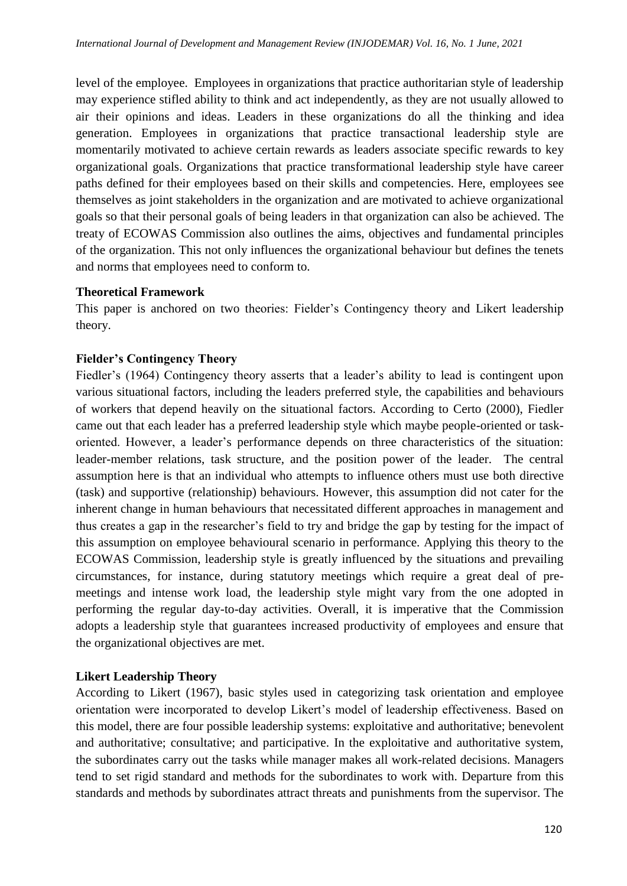level of the employee. Employees in organizations that practice authoritarian style of leadership may experience stifled ability to think and act independently, as they are not usually allowed to air their opinions and ideas. Leaders in these organizations do all the thinking and idea generation. Employees in organizations that practice transactional leadership style are momentarily motivated to achieve certain rewards as leaders associate specific rewards to key organizational goals. Organizations that practice transformational leadership style have career paths defined for their employees based on their skills and competencies. Here, employees see themselves as joint stakeholders in the organization and are motivated to achieve organizational goals so that their personal goals of being leaders in that organization can also be achieved. The treaty of ECOWAS Commission also outlines the aims, objectives and fundamental principles of the organization. This not only influences the organizational behaviour but defines the tenets and norms that employees need to conform to.

**Theoretical Framework**

This paper is anchored on two theories: Fielder's Contingency theory and Likert leadership theory.

**Fielder's Contingency Theory**

Fiedler's (1964) Contingency theory asserts that a leader's ability to lead is contingent upon various situational factors, including the leaders preferred style, the capabilities and behaviours of workers that depend heavily on the situational factors. According to Certo (2000), Fiedler came out that each leader has a preferred leadership style which maybe people-oriented or task-oriented. However, a leader's performance depends on three characteristics of the situation: leader-member relations, task structure, and the position power of the leader. The central assumption here is that an individual who attempts to influence others must use both directive (task) and supportive (relationship) behaviours. However, this assumption did not cater for the inherent change in human behaviours that necessitated different approaches in management and thus creates a gap in the researcher's field to try and bridge the gap by testing for the impact of this assumption on employee behavioural scenario in performance. Applying this theory to the ECOWAS Commission, leadership style is greatly influenced by the situations and prevailing circumstances, for instance, during statutory meetings which require a great deal of pre-meetings and intense work load, the leadership style might vary from the one adopted in performing the regular day-to-day activities. Overall, it is imperative that the Commission adopts a leadership style that guarantees increased productivity of employees and ensure that the organizational objectives are met.

**Likert Leadership Theory**

According to Likert (1967), basic styles used in categorizing task orientation and employee orientation were incorporated to develop Likert's model of leadership effectiveness. Based on this model, there are four possible leadership systems: exploitative and authoritative; benevolent and authoritative; consultative; and participative. In the exploitative and authoritative system, the subordinates carry out the tasks while manager makes all work-related decisions. Managers tend to set rigid standard and methods for the subordinates to work with. Departure from this standards and methods by subordinates attract threats and punishments from the supervisor. The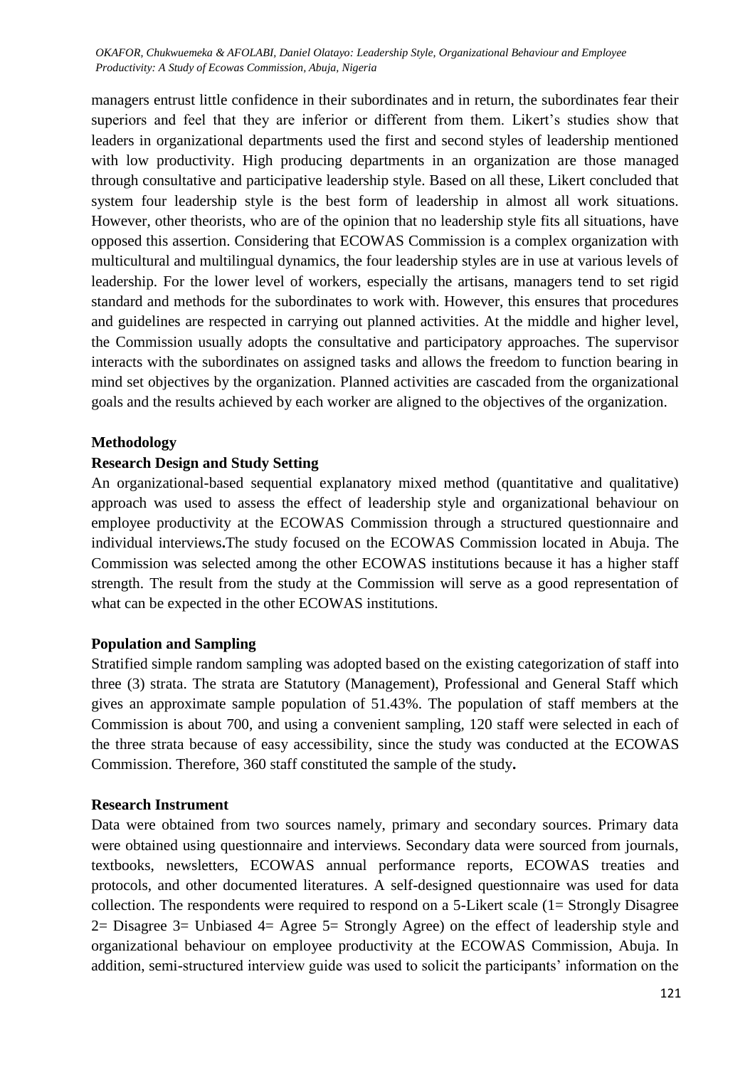managers entrust little confidence in their subordinates and in return, the subordinates fear their superiors and feel that they are inferior or different from them. Likert's studies show that leaders in organizational departments used the first and second styles of leadership mentioned with low productivity. High producing departments in an organization are those managed through consultative and participative leadership style. Based on all these, Likert concluded that system four leadership style is the best form of leadership in almost all work situations. However, other theorists, who are of the opinion that no leadership style fits all situations, have opposed this assertion. Considering that ECOWAS Commission is a complex organization with multicultural and multilingual dynamics, the four leadership styles are in use at various levels of leadership. For the lower level of workers, especially the artisans, managers tend to set rigid standard and methods for the subordinates to work with. However, this ensures that procedures and guidelines are respected in carrying out planned activities. At the middle and higher level, the Commission usually adopts the consultative and participatory approaches. The supervisor interacts with the subordinates on assigned tasks and allows the freedom to function bearing in mind set objectives by the organization. Planned activities are cascaded from the organizational goals and the results achieved by each worker are aligned to the objectives of the organization.

## Methodology

### Research Design and Study Setting

An organizational-based sequential explanatory mixed method (quantitative and qualitative) approach was used to assess the effect of leadership style and organizational behaviour on employee productivity at the ECOWAS Commission through a structured questionnaire and individual interviews**.**The study focused on the ECOWAS Commission located in Abuja. The Commission was selected among the other ECOWAS institutions because it has a higher staff strength. The result from the study at the Commission will serve as a good representation of what can be expected in the other ECOWAS institutions.

### Population and Sampling

Stratified simple random sampling was adopted based on the existing categorization of staff into three (3) strata. The strata are Statutory (Management), Professional and General Staff which gives an approximate sample population of 51.43%. The population of staff members at the Commission is about 700, and using a convenient sampling, 120 staff were selected in each of the three strata because of easy accessibility, since the study was conducted at the ECOWAS Commission. Therefore, 360 staff constituted the sample of the study**.**

### Research Instrument

Data were obtained from two sources namely, primary and secondary sources. Primary data were obtained using questionnaire and interviews. Secondary data were sourced from journals, textbooks, newsletters, ECOWAS annual performance reports, ECOWAS treaties and protocols, and other documented literatures. A self-designed questionnaire was used for data collection. The respondents were required to respond on a 5-Likert scale (1= Strongly Disagree 2= Disagree 3= Unbiased 4= Agree 5= Strongly Agree) on the effect of leadership style and organizational behaviour on employee productivity at the ECOWAS Commission, Abuja. In addition, semi-structured interview guide was used to solicit the participants' information on the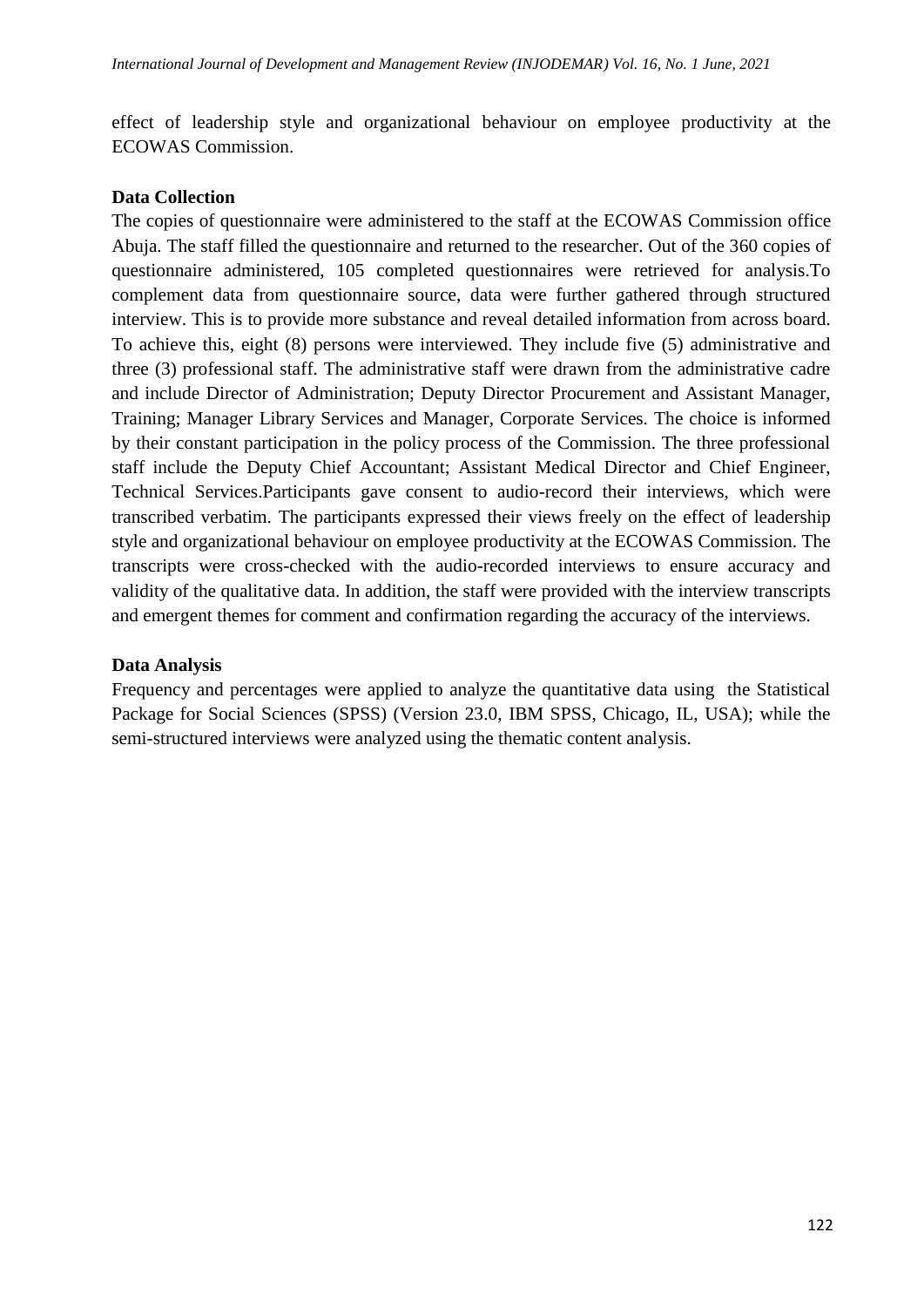effect of leadership style and organizational behaviour on employee productivity at the ECOWAS Commission.

**Data Collection**

The copies of questionnaire were administered to the staff at the ECOWAS Commission office Abuja. The staff filled the questionnaire and returned to the researcher. Out of the 360 copies of questionnaire administered, 105 completed questionnaires were retrieved for analysis.To complement data from questionnaire source, data were further gathered through structured interview. This is to provide more substance and reveal detailed information from across board. To achieve this, eight (8) persons were interviewed. They include five (5) administrative and three (3) professional staff. The administrative staff were drawn from the administrative cadre and include Director of Administration; Deputy Director Procurement and Assistant Manager, Training; Manager Library Services and Manager, Corporate Services. The choice is informed by their constant participation in the policy process of the Commission. The three professional staff include the Deputy Chief Accountant; Assistant Medical Director and Chief Engineer, Technical Services.Participants gave consent to audio-record their interviews, which were transcribed verbatim. The participants expressed their views freely on the effect of leadership style and organizational behaviour on employee productivity at the ECOWAS Commission. The transcripts were cross-checked with the audio-recorded interviews to ensure accuracy and validity of the qualitative data. In addition, the staff were provided with the interview transcripts and emergent themes for comment and confirmation regarding the accuracy of the interviews.

**Data Analysis**

Frequency and percentages were applied to analyze the quantitative data using the Statistical Package for Social Sciences (SPSS) (Version 23.0, IBM SPSS, Chicago, IL, USA); while the semi-structured interviews were analyzed using the thematic content analysis.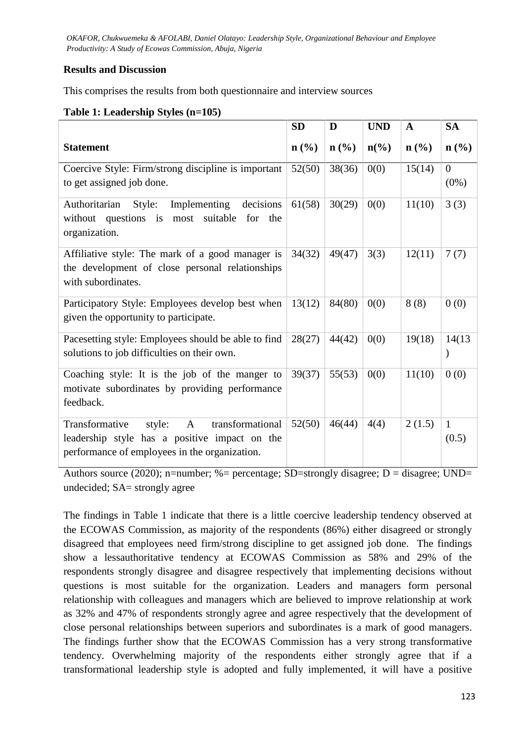**Results and Discussion**

This comprises the results from both questionnaire and interview sources

**Table 1: Leadership Styles (n=105)**

| | SD | D | UND | A | SA |
|---|---|---|---|---|---|
| **Statement** | **n (%)** | **n (%)** | **n(%)** | **n (%)** | **n (%)** |
| Coercive Style: Firm/strong discipline is important to get assigned job done. | 52(50) | 38(36) | 0(0) | 15(14) | 0 (0%) |
| Authoritarian Style: Implementing decisions without questions is most suitable for the organization. | 61(58) | 30(29) | 0(0) | 11(10) | 3 (3) |
| Affiliative style: The mark of a good manager is the development of close personal relationships with subordinates. | 34(32) | 49(47) | 3(3) | 12(11) | 7 (7) |
| Participatory Style: Employees develop best when given the opportunity to participate. | 13(12) | 84(80) | 0(0) | 8 (8) | 0 (0) |
| Pacesetting style: Employees should be able to find solutions to job difficulties on their own. | 28(27) | 44(42) | 0(0) | 19(18) | 14(13) |
| Coaching style: It is the job of the manger to motivate subordinates by providing performance feedback. | 39(37) | 55(53) | 0(0) | 11(10) | 0 (0) |
| Transformative style: A transformational leadership style has a positive impact on the performance of employees in the organization. | 52(50) | 46(44) | 4(4) | 2 (1.5) | 1 (0.5) |

Authors source (2020); n=number; %= percentage; SD=strongly disagree; D = disagree; UND= undecided; SA= strongly agree

The findings in Table 1 indicate that there is a little coercive leadership tendency observed at the ECOWAS Commission, as majority of the respondents (86%) either disagreed or strongly disagreed that employees need firm/strong discipline to get assigned job done. The findings show a lessauthoritative tendency at ECOWAS Commission as 58% and 29% of the respondents strongly disagree and disagree respectively that implementing decisions without questions is most suitable for the organization. Leaders and managers form personal relationship with colleagues and managers which are believed to improve relationship at work as 32% and 47% of respondents strongly agree and agree respectively that the development of close personal relationships between superiors and subordinates is a mark of good managers. The findings further show that the ECOWAS Commission has a very strong transformative tendency. Overwhelming majority of the respondents either strongly agree that if a transformational leadership style is adopted and fully implemented, it will have a positive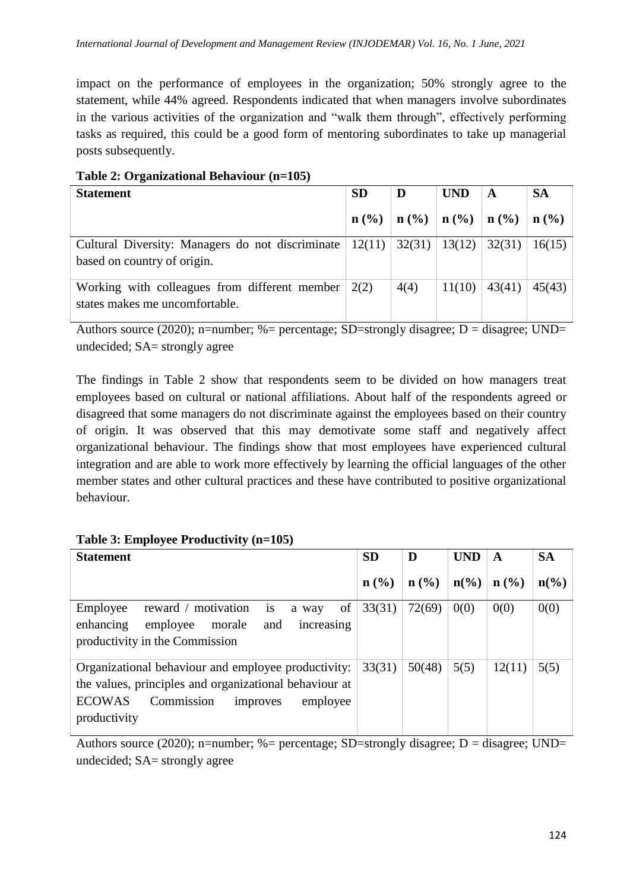impact on the performance of employees in the organization; 50% strongly agree to the statement, while 44% agreed. Respondents indicated that when managers involve subordinates in the various activities of the organization and "walk them through", effectively performing tasks as required, this could be a good form of mentoring subordinates to take up managerial posts subsequently.

**Table 2: Organizational Behaviour (n=105)**

| Statement | SD | D | UND | A | SA |
|---|---|---|---|---|---|
| | n (%) | n (%) | n (%) | n (%) | n (%) |
| Cultural Diversity: Managers do not discriminate based on country of origin. | 12(11) | 32(31) | 13(12) | 32(31) | 16(15) |
| Working with colleagues from different member states makes me uncomfortable. | 2(2) | 4(4) | 11(10) | 43(41) | 45(43) |

Authors source (2020); n=number; %= percentage; SD=strongly disagree; D = disagree; UND= undecided; SA= strongly agree

The findings in Table 2 show that respondents seem to be divided on how managers treat employees based on cultural or national affiliations. About half of the respondents agreed or disagreed that some managers do not discriminate against the employees based on their country of origin. It was observed that this may demotivate some staff and negatively affect organizational behaviour. The findings show that most employees have experienced cultural integration and are able to work more effectively by learning the official languages of the other member states and other cultural practices and these have contributed to positive organizational behaviour.

**Table 3: Employee Productivity (n=105)**

| Statement | SD | D | UND | A | SA |
|---|---|---|---|---|---|
| | n (%) | n (%) | n(%) | n (%) | n(%) |
| Employee reward / motivation is a way of enhancing employee morale and increasing productivity in the Commission | 33(31) | 72(69) | 0(0) | 0(0) | 0(0) |
| Organizational behaviour and employee productivity: the values, principles and organizational behaviour at ECOWAS Commission improves employee productivity | 33(31) | 50(48) | 5(5) | 12(11) | 5(5) |

Authors source (2020); n=number; %= percentage; SD=strongly disagree; D = disagree; UND= undecided; SA= strongly agree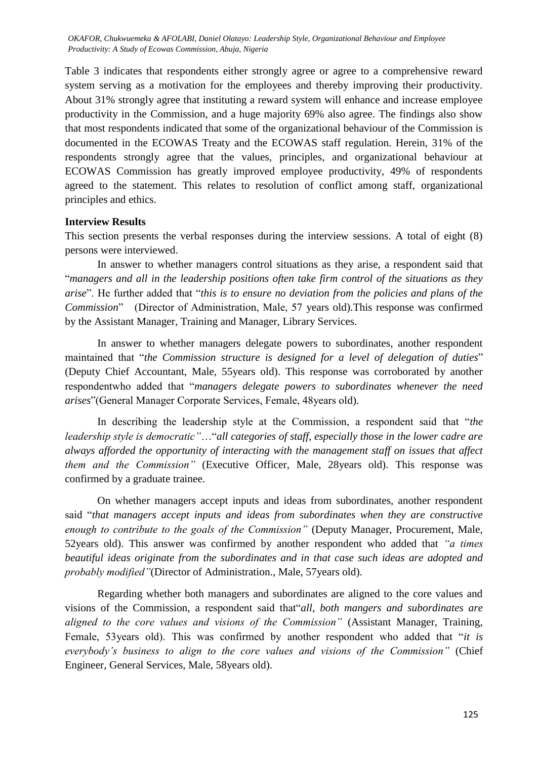Table 3 indicates that respondents either strongly agree or agree to a comprehensive reward system serving as a motivation for the employees and thereby improving their productivity. About 31% strongly agree that instituting a reward system will enhance and increase employee productivity in the Commission, and a huge majority 69% also agree. The findings also show that most respondents indicated that some of the organizational behaviour of the Commission is documented in the ECOWAS Treaty and the ECOWAS staff regulation. Herein, 31% of the respondents strongly agree that the values, principles, and organizational behaviour at ECOWAS Commission has greatly improved employee productivity, 49% of respondents agreed to the statement. This relates to resolution of conflict among staff, organizational principles and ethics.

**Interview Results**

This section presents the verbal responses during the interview sessions. A total of eight (8) persons were interviewed.

In answer to whether managers control situations as they arise, a respondent said that "*managers and all in the leadership positions often take firm control of the situations as they arise*". He further added that "*this is to ensure no deviation from the policies and plans of the Commission*" (Director of Administration, Male, 57 years old).This response was confirmed by the Assistant Manager, Training and Manager, Library Services.

In answer to whether managers delegate powers to subordinates, another respondent maintained that "*the Commission structure is designed for a level of delegation of duties*" (Deputy Chief Accountant, Male, 55years old). This response was corroborated by another respondentwho added that "*managers delegate powers to subordinates whenever the need arises*"(General Manager Corporate Services, Female, 48years old).

In describing the leadership style at the Commission, a respondent said that "*the leadership style is democratic"*…"*all categories of staff, especially those in the lower cadre are always afforded the opportunity of interacting with the management staff on issues that affect them and the Commission"* (Executive Officer, Male, 28years old). This response was confirmed by a graduate trainee.

On whether managers accept inputs and ideas from subordinates, another respondent said "*that managers accept inputs and ideas from subordinates when they are constructive enough to contribute to the goals of the Commission"* (Deputy Manager, Procurement, Male, 52years old). This answer was confirmed by another respondent who added that *"a times beautiful ideas originate from the subordinates and in that case such ideas are adopted and probably modified"*(Director of Administration., Male, 57years old).

Regarding whether both managers and subordinates are aligned to the core values and visions of the Commission, a respondent said that"*all, both mangers and subordinates are aligned to the core values and visions of the Commission"* (Assistant Manager, Training, Female, 53years old). This was confirmed by another respondent who added that "*it is everybody's business to align to the core values and visions of the Commission"* (Chief Engineer, General Services, Male, 58years old).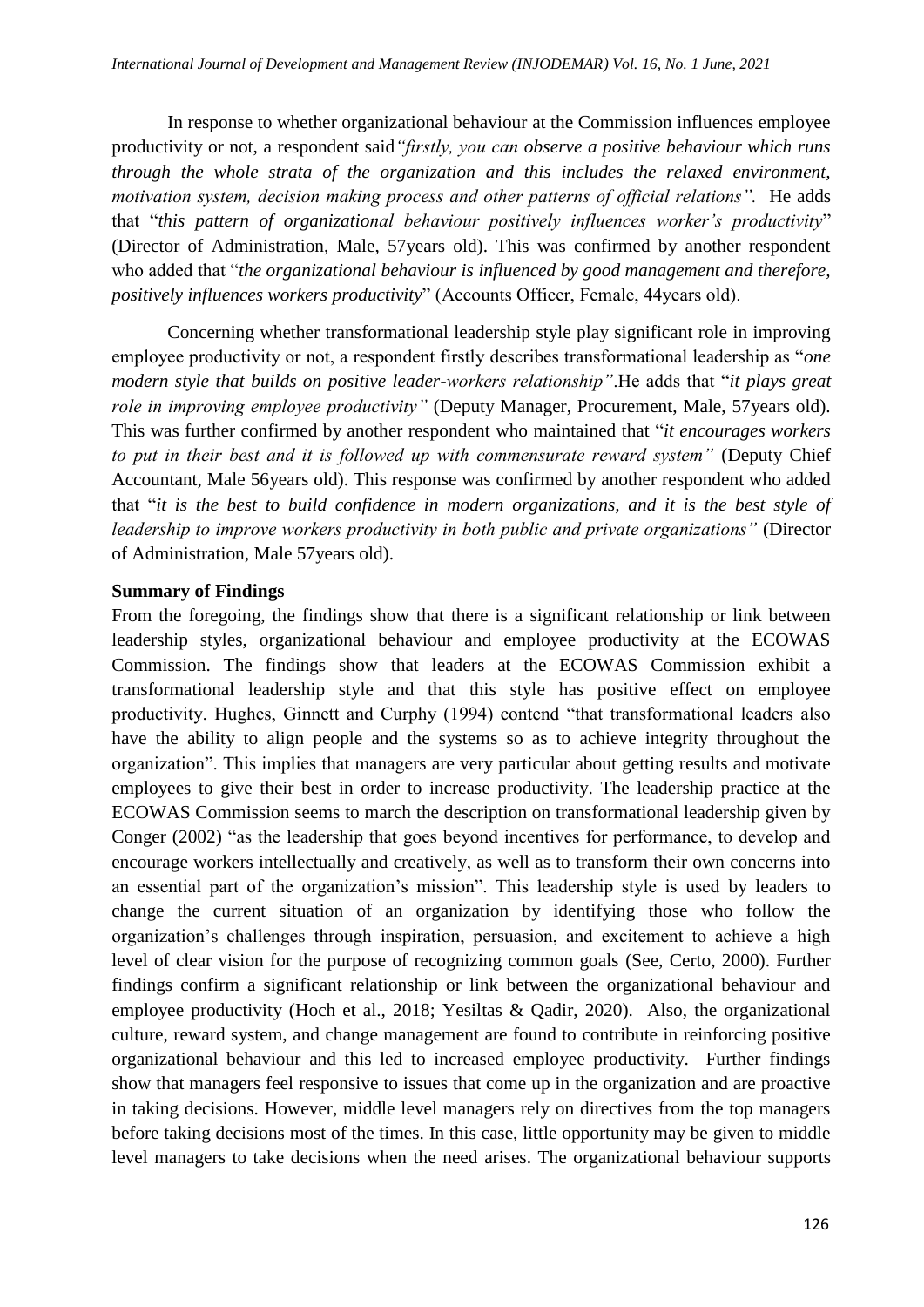In response to whether organizational behaviour at the Commission influences employee productivity or not, a respondent said*"firstly, you can observe a positive behaviour which runs through the whole strata of the organization and this includes the relaxed environment, motivation system, decision making process and other patterns of official relations".* He adds that "*this pattern of organizational behaviour positively influences worker's productivity*" (Director of Administration, Male, 57years old). This was confirmed by another respondent who added that "*the organizational behaviour is influenced by good management and therefore, positively influences workers productivity*" (Accounts Officer, Female, 44years old).

Concerning whether transformational leadership style play significant role in improving employee productivity or not, a respondent firstly describes transformational leadership as "*one modern style that builds on positive leader-workers relationship"*.He adds that "*it plays great role in improving employee productivity"* (Deputy Manager, Procurement, Male, 57years old). This was further confirmed by another respondent who maintained that "*it encourages workers to put in their best and it is followed up with commensurate reward system"* (Deputy Chief Accountant, Male 56years old). This response was confirmed by another respondent who added that "*it is the best to build confidence in modern organizations, and it is the best style of leadership to improve workers productivity in both public and private organizations"* (Director of Administration, Male 57years old).

**Summary of Findings**

From the foregoing, the findings show that there is a significant relationship or link between leadership styles, organizational behaviour and employee productivity at the ECOWAS Commission. The findings show that leaders at the ECOWAS Commission exhibit a transformational leadership style and that this style has positive effect on employee productivity. Hughes, Ginnett and Curphy (1994) contend "that transformational leaders also have the ability to align people and the systems so as to achieve integrity throughout the organization". This implies that managers are very particular about getting results and motivate employees to give their best in order to increase productivity. The leadership practice at the ECOWAS Commission seems to march the description on transformational leadership given by Conger (2002) "as the leadership that goes beyond incentives for performance, to develop and encourage workers intellectually and creatively, as well as to transform their own concerns into an essential part of the organization's mission". This leadership style is used by leaders to change the current situation of an organization by identifying those who follow the organization's challenges through inspiration, persuasion, and excitement to achieve a high level of clear vision for the purpose of recognizing common goals (See, Certo, 2000). Further findings confirm a significant relationship or link between the organizational behaviour and employee productivity (Hoch et al., 2018; Yesiltas & Qadir, 2020). Also, the organizational culture, reward system, and change management are found to contribute in reinforcing positive organizational behaviour and this led to increased employee productivity. Further findings show that managers feel responsive to issues that come up in the organization and are proactive in taking decisions. However, middle level managers rely on directives from the top managers before taking decisions most of the times. In this case, little opportunity may be given to middle level managers to take decisions when the need arises. The organizational behaviour supports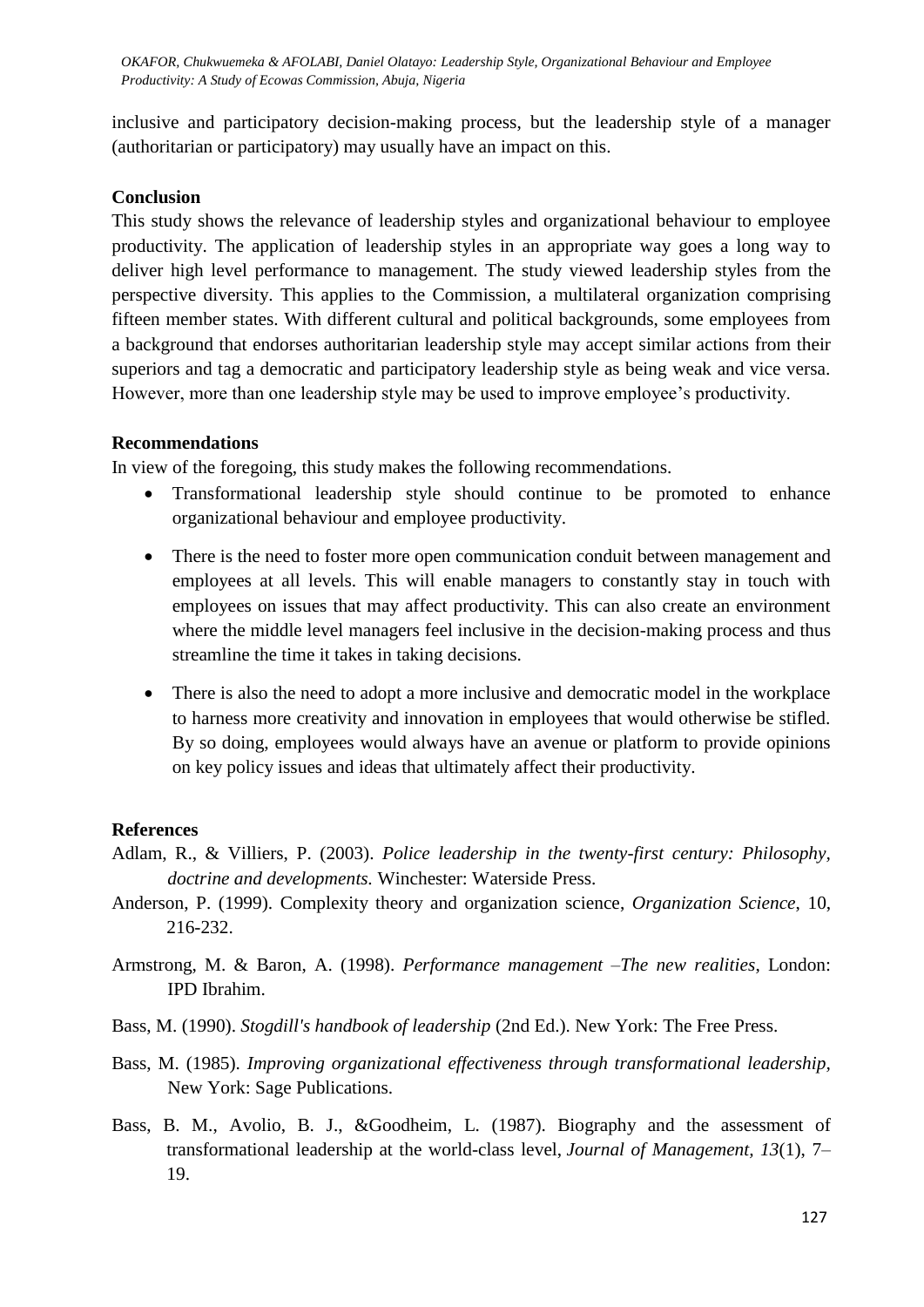inclusive and participatory decision-making process, but the leadership style of a manager (authoritarian or participatory) may usually have an impact on this.

## Conclusion

This study shows the relevance of leadership styles and organizational behaviour to employee productivity. The application of leadership styles in an appropriate way goes a long way to deliver high level performance to management. The study viewed leadership styles from the perspective diversity. This applies to the Commission, a multilateral organization comprising fifteen member states. With different cultural and political backgrounds, some employees from a background that endorses authoritarian leadership style may accept similar actions from their superiors and tag a democratic and participatory leadership style as being weak and vice versa. However, more than one leadership style may be used to improve employee's productivity.

## Recommendations

In view of the foregoing, this study makes the following recommendations.

- Transformational leadership style should continue to be promoted to enhance organizational behaviour and employee productivity.
- There is the need to foster more open communication conduit between management and employees at all levels. This will enable managers to constantly stay in touch with employees on issues that may affect productivity. This can also create an environment where the middle level managers feel inclusive in the decision-making process and thus streamline the time it takes in taking decisions.
- There is also the need to adopt a more inclusive and democratic model in the workplace to harness more creativity and innovation in employees that would otherwise be stifled. By so doing, employees would always have an avenue or platform to provide opinions on key policy issues and ideas that ultimately affect their productivity.

## References

Adlam, R., & Villiers, P. (2003). *Police leadership in the twenty-first century: Philosophy, doctrine and developments.* Winchester: Waterside Press.

Anderson, P. (1999). Complexity theory and organization science, *Organization Science*, 10, 216-232.

Armstrong, M. & Baron, A. (1998). *Performance management –The new realities*, London: IPD Ibrahim.

Bass, M. (1990). *Stogdill's handbook of leadership* (2nd Ed.). New York: The Free Press.

Bass, M. (1985). *Improving organizational effectiveness through transformational leadership*, New York: Sage Publications.

Bass, B. M., Avolio, B. J., &Goodheim, L. (1987). Biography and the assessment of transformational leadership at the world-class level, *Journal of Management, 13*(1), 7–19.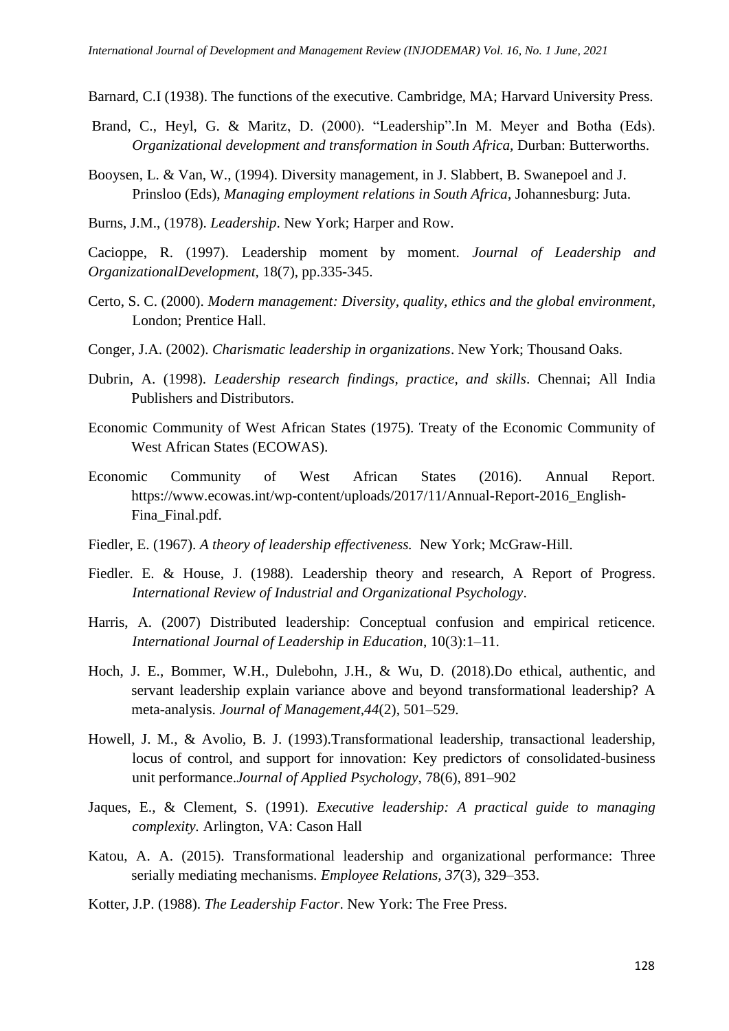Barnard, C.I (1938). The functions of the executive. Cambridge, MA; Harvard University Press.

Brand, C., Heyl, G. & Maritz, D. (2000). "Leadership".In M. Meyer and Botha (Eds). *Organizational development and transformation in South Africa,* Durban: Butterworths.

Booysen, L. & Van, W., (1994). Diversity management, in J. Slabbert, B. Swanepoel and J. Prinsloo (Eds), *Managing employment relations in South Africa*, Johannesburg: Juta.

Burns, J.M., (1978). *Leadership*. New York; Harper and Row.

Cacioppe, R. (1997). Leadership moment by moment. *Journal of Leadership and OrganizationalDevelopment,* 18(7), pp.335-345.

Certo, S. C. (2000). *Modern management: Diversity, quality, ethics and the global environment*, London; Prentice Hall.

Conger, J.A. (2002). *Charismatic leadership in organizations*. New York; Thousand Oaks.

Dubrin, A. (1998). *Leadership research findings, practice, and skills*. Chennai; All India Publishers and Distributors.

Economic Community of West African States (1975). Treaty of the Economic Community of West African States (ECOWAS).

Economic Community of West African States (2016). Annual Report. https://www.ecowas.int/wp-content/uploads/2017/11/Annual-Report-2016_English-Fina_Final.pdf.

Fiedler, E. (1967). *A theory of leadership effectiveness.* New York; McGraw-Hill.

Fiedler. E. & House, J. (1988). Leadership theory and research, A Report of Progress. *International Review of Industrial and Organizational Psychology*.

Harris, A. (2007) Distributed leadership: Conceptual confusion and empirical reticence. *International Journal of Leadership in Education*, 10(3):1–11.

Hoch, J. E., Bommer, W.H., Dulebohn, J.H., & Wu, D. (2018).Do ethical, authentic, and servant leadership explain variance above and beyond transformational leadership? A meta-analysis. *Journal of Management,44*(2), 501–529.

Howell, J. M., & Avolio, B. J. (1993).Transformational leadership, transactional leadership, locus of control, and support for innovation: Key predictors of consolidated-business unit performance.*Journal of Applied Psychology*, 78(6), 891–902

Jaques, E., & Clement, S. (1991). *Executive leadership: A practical guide to managing complexity.* Arlington, VA: Cason Hall

Katou, A. A. (2015). Transformational leadership and organizational performance: Three serially mediating mechanisms. *Employee Relations*, *37*(3), 329–353.

Kotter, J.P. (1988). *The Leadership Factor*. New York: The Free Press.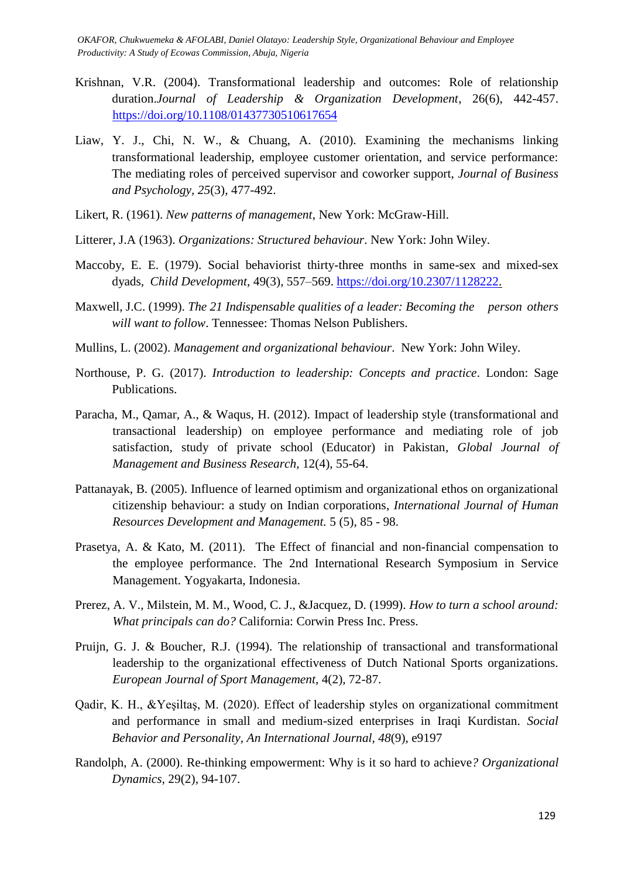Krishnan, V.R. (2004). Transformational leadership and outcomes: Role of relationship duration.*Journal of Leadership & Organization Development*, 26(6), 442-457. https://doi.org/10.1108/01437730510617654

Liaw, Y. J., Chi, N. W., & Chuang, A. (2010). Examining the mechanisms linking transformational leadership, employee customer orientation, and service performance: The mediating roles of perceived supervisor and coworker support, *Journal of Business and Psychology, 25*(3), 477-492.

Likert, R. (1961). *New patterns of management*, New York: McGraw-Hill.

Litterer, J.A (1963). *Organizations: Structured behaviour*. New York: John Wiley.

Maccoby, E. E. (1979). Social behaviorist thirty-three months in same-sex and mixed-sex dyads, *Child Development*, 49(3), 557–569. https://doi.org/10.2307/1128222.

Maxwell, J.C. (1999). *The 21 Indispensable qualities of a leader: Becoming the person others will want to follow*. Tennessee: Thomas Nelson Publishers.

Mullins, L. (2002). *Management and organizational behaviour*. New York: John Wiley.

Northouse, P. G. (2017). *Introduction to leadership: Concepts and practice*. London: Sage Publications.

Paracha, M., Qamar, A., & Waqus, H. (2012). Impact of leadership style (transformational and transactional leadership) on employee performance and mediating role of job satisfaction, study of private school (Educator) in Pakistan, *Global Journal of Management and Business Research,* 12(4), 55-64.

Pattanayak, B. (2005). Influence of learned optimism and organizational ethos on organizational citizenship behaviour: a study on Indian corporations, *International Journal of Human Resources Development and Management.* 5 (5), 85 - 98.

Prasetya, A. & Kato, M. (2011). The Effect of financial and non-financial compensation to the employee performance. The 2nd International Research Symposium in Service Management. Yogyakarta, Indonesia.

Prerez, A. V., Milstein, M. M., Wood, C. J., &Jacquez, D. (1999). *How to turn a school around: What principals can do?* California: Corwin Press Inc. Press.

Pruijn, G. J. & Boucher, R.J. (1994). The relationship of transactional and transformational leadership to the organizational effectiveness of Dutch National Sports organizations. *European Journal of Sport Management*, 4(2), 72-87.

Qadir, K. H., &Yeşiltaş, M. (2020). Effect of leadership styles on organizational commitment and performance in small and medium-sized enterprises in Iraqi Kurdistan. *Social Behavior and Personality, An International Journal*, *48*(9), e9197

Randolph, A. (2000). Re-thinking empowerment: Why is it so hard to achieve*? Organizational Dynamics*, 29(2), 94-107.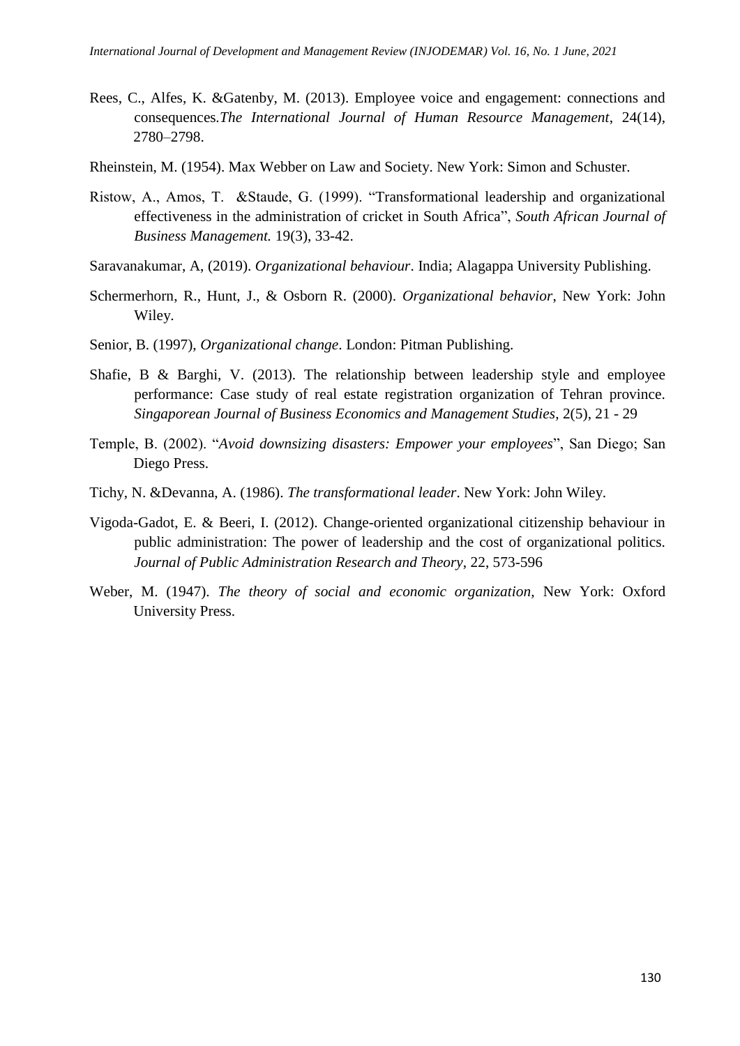Rees, C., Alfes, K. &Gatenby, M. (2013). Employee voice and engagement: connections and consequences.*The International Journal of Human Resource Management*, 24(14), 2780–2798.

Rheinstein, M. (1954). Max Webber on Law and Society. New York: Simon and Schuster.

Ristow, A., Amos, T. &Staude, G. (1999). "Transformational leadership and organizational effectiveness in the administration of cricket in South Africa", *South African Journal of Business Management.* 19(3), 33-42.

Saravanakumar, A, (2019). *Organizational behaviour*. India; Alagappa University Publishing.

Schermerhorn, R., Hunt, J., & Osborn R. (2000). *Organizational behavior*, New York: John Wiley.

Senior, B. (1997), *Organizational change*. London: Pitman Publishing.

Shafie, B & Barghi, V. (2013). The relationship between leadership style and employee performance: Case study of real estate registration organization of Tehran province. *Singaporean Journal of Business Economics and Management Studies*, 2(5), 21 - 29

Temple, B. (2002). "*Avoid downsizing disasters: Empower your employees*", San Diego; San Diego Press.

Tichy, N. &Devanna, A. (1986). *The transformational leader*. New York: John Wiley.

Vigoda-Gadot, E. & Beeri, I. (2012). Change-oriented organizational citizenship behaviour in public administration: The power of leadership and the cost of organizational politics. *Journal of Public Administration Research and Theory*, 22, 573-596

Weber, M. (1947). *The theory of social and economic organization,* New York: Oxford University Press.